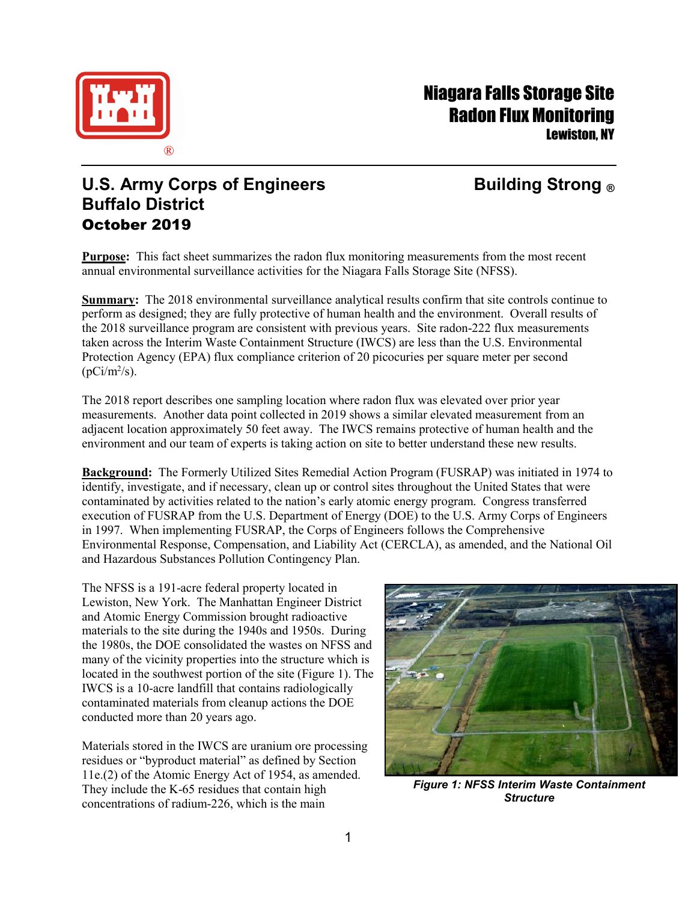# Niagara Falls Storage Site Radon Flux Monitoring

**Lewiston, NY**

## U.S. Army Corps of Engineers Buffalo District

**Building Strong ®**

**October 2019**

**Purpose:** This fact sheet summarizes the radon flux monitoring measurements from the most recent annual environmental surveillance activities for the Niagara Falls Storage Site (NFSS).

**Summary:** The 2018 environmental surveillance analytical results confirm that site controls continue to perform as designed; they are fully protective of human health and the environment. Overall results of the 2018 surveillance program are consistent with previous years. Site radon-222 flux measurements taken across the Interim Waste Containment Structure (IWCS) are less than the U.S. Environmental Protection Agency (EPA) flux compliance criterion of 20 picocuries per square meter per second ($pCi/m^2/s$).

The 2018 report describes one sampling location where radon flux was elevated over prior year measurements. Another data point collected in 2019 shows a similar elevated measurement from an adjacent location approximately 50 feet away. The IWCS remains protective of human health and the environment and our team of experts is taking action on site to better understand these new results.

**Background:** The Formerly Utilized Sites Remedial Action Program (FUSRAP) was initiated in 1974 to identify, investigate, and if necessary, clean up or control sites throughout the United States that were contaminated by activities related to the nation's early atomic energy program. Congress transferred execution of FUSRAP from the U.S. Department of Energy (DOE) to the U.S. Army Corps of Engineers in 1997. When implementing FUSRAP, the Corps of Engineers follows the Comprehensive Environmental Response, Compensation, and Liability Act (CERCLA), as amended, and the National Oil and Hazardous Substances Pollution Contingency Plan.

The NFSS is a 191-acre federal property located in Lewiston, New York. The Manhattan Engineer District and Atomic Energy Commission brought radioactive materials to the site during the 1940s and 1950s. During the 1980s, the DOE consolidated the wastes on NFSS and many of the vicinity properties into the structure which is located in the southwest portion of the site (Figure 1). The IWCS is a 10-acre landfill that contains radiologically contaminated materials from cleanup actions the DOE conducted more than 20 years ago.

*Figure 1: NFSS Interim Waste Containment Structure*

Materials stored in the IWCS are uranium ore processing residues or "byproduct material" as defined by Section 11e.(2) of the Atomic Energy Act of 1954, as amended. They include the K-65 residues that contain high concentrations of radium-226, which is the main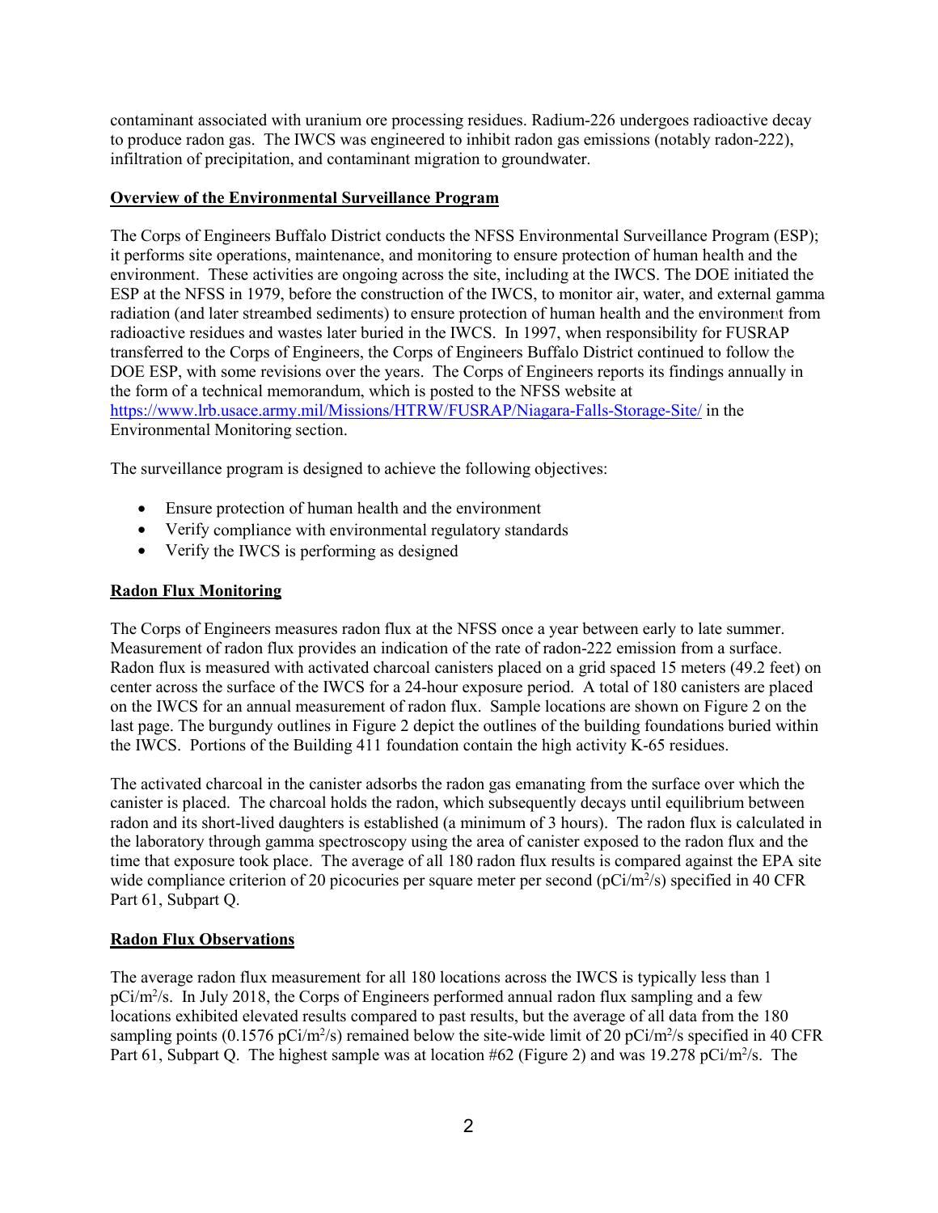contaminant associated with uranium ore processing residues. Radium-226 undergoes radioactive decay to produce radon gas. The IWCS was engineered to inhibit radon gas emissions (notably radon-222), infiltration of precipitation, and contaminant migration to groundwater.

## Overview of the Environmental Surveillance Program

The Corps of Engineers Buffalo District conducts the NFSS Environmental Surveillance Program (ESP); it performs site operations, maintenance, and monitoring to ensure protection of human health and the environment. These activities are ongoing across the site, including at the IWCS. The DOE initiated the ESP at the NFSS in 1979, before the construction of the IWCS, to monitor air, water, and external gamma radiation (and later streambed sediments) to ensure protection of human health and the environment from radioactive residues and wastes later buried in the IWCS. In 1997, when responsibility for FUSRAP transferred to the Corps of Engineers, the Corps of Engineers Buffalo District continued to follow the DOE ESP, with some revisions over the years. The Corps of Engineers reports its findings annually in the form of a technical memorandum, which is posted to the NFSS website at https://www.lrb.usace.army.mil/Missions/HTRW/FUSRAP/Niagara-Falls-Storage-Site/ in the Environmental Monitoring section.

The surveillance program is designed to achieve the following objectives:

- Ensure protection of human health and the environment
- Verify compliance with environmental regulatory standards
- Verify the IWCS is performing as designed

## Radon Flux Monitoring

The Corps of Engineers measures radon flux at the NFSS once a year between early to late summer. Measurement of radon flux provides an indication of the rate of radon-222 emission from a surface. Radon flux is measured with activated charcoal canisters placed on a grid spaced 15 meters (49.2 feet) on center across the surface of the IWCS for a 24-hour exposure period. A total of 180 canisters are placed on the IWCS for an annual measurement of radon flux. Sample locations are shown on Figure 2 on the last page. The burgundy outlines in Figure 2 depict the outlines of the building foundations buried within the IWCS. Portions of the Building 411 foundation contain the high activity K-65 residues.

The activated charcoal in the canister adsorbs the radon gas emanating from the surface over which the canister is placed. The charcoal holds the radon, which subsequently decays until equilibrium between radon and its short-lived daughters is established (a minimum of 3 hours). The radon flux is calculated in the laboratory through gamma spectroscopy using the area of canister exposed to the radon flux and the time that exposure took place. The average of all 180 radon flux results is compared against the EPA site wide compliance criterion of 20 picocuries per square meter per second ($pCi/m^2/s$) specified in 40 CFR Part 61, Subpart Q.

## Radon Flux Observations

The average radon flux measurement for all 180 locations across the IWCS is typically less than 1 $pCi/m^2/s$. In July 2018, the Corps of Engineers performed annual radon flux sampling and a few locations exhibited elevated results compared to past results, but the average of all data from the 180 sampling points (0.1576 $pCi/m^2/s$) remained below the site-wide limit of 20 $pCi/m^2/s$ specified in 40 CFR Part 61, Subpart Q. The highest sample was at location #62 (Figure 2) and was 19.278 $pCi/m^2/s$. The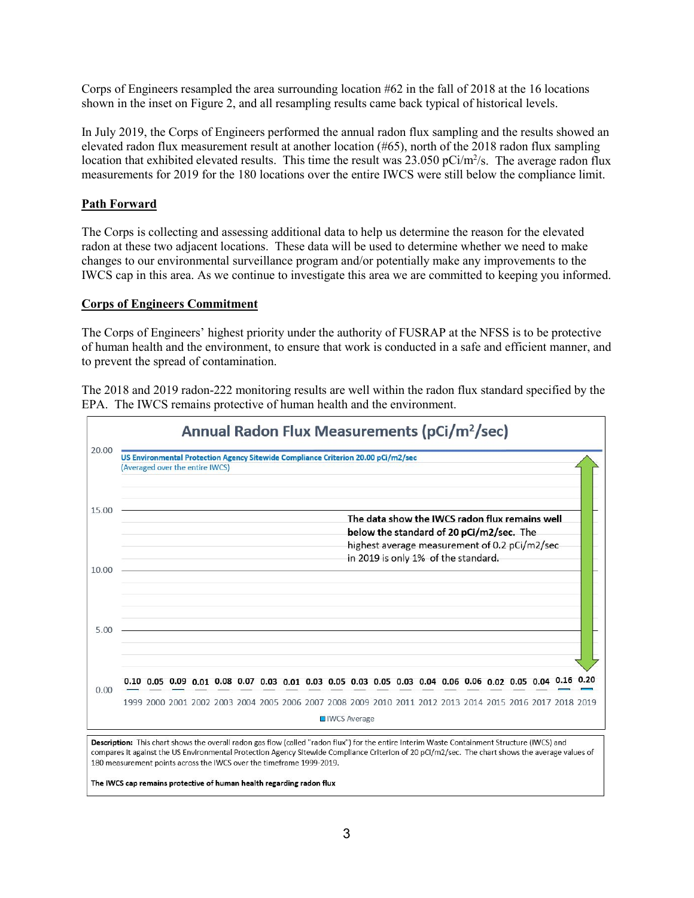Corps of Engineers resampled the area surrounding location #62 in the fall of 2018 at the 16 locations shown in the inset on Figure 2, and all resampling results came back typical of historical levels.

In July 2019, the Corps of Engineers performed the annual radon flux sampling and the results showed an elevated radon flux measurement result at another location (#65), north of the 2018 radon flux sampling location that exhibited elevated results. This time the result was 23.050 pCi/m$^2$/s. The average radon flux measurements for 2019 for the 180 locations over the entire IWCS were still below the compliance limit.

**Path Forward**

The Corps is collecting and assessing additional data to help us determine the reason for the elevated radon at these two adjacent locations. These data will be used to determine whether we need to make changes to our environmental surveillance program and/or potentially make any improvements to the IWCS cap in this area. As we continue to investigate this area we are committed to keeping you informed.

**Corps of Engineers Commitment**

The Corps of Engineers' highest priority under the authority of FUSRAP at the NFSS is to be protective of human health and the environment, to ensure that work is conducted in a safe and efficient manner, and to prevent the spread of contamination.

The 2018 and 2019 radon-222 monitoring results are well within the radon flux standard specified by the EPA. The IWCS remains protective of human health and the environment.

**Annual Radon Flux Measurements (pCi/m$^2$/sec)**

US Environmental Protection Agency Sitewide Compliance Criterion 20.00 pCi/m2/sec (Averaged over the entire IWCS)

**The data show the IWCS radon flux remains well below the standard of 20 pCi/m2/sec.** The highest average measurement of 0.2 pCi/m2/sec in 2019 is only 1% of the standard.

| Year | IWCS Average |
|---|---|
| 1999 | 0.10 |
| 2000 | 0.05 |
| 2001 | 0.09 |
| 2002 | 0.01 |
| 2003 | 0.08 |
| 2004 | 0.07 |
| 2005 | 0.03 |
| 2006 | 0.01 |
| 2007 | 0.03 |
| 2008 | 0.05 |
| 2009 | 0.03 |
| 2010 | 0.05 |
| 2011 | 0.03 |
| 2012 | 0.04 |
| 2013 | 0.06 |
| 2014 | 0.06 |
| 2015 | 0.02 |
| 2016 | 0.05 |
| 2017 | 0.04 |
| 2018 | 0.16 |
| 2019 | 0.20 |

**Description:** This chart shows the overall radon gas flow (called "radon flux") for the entire Interim Waste Containment Structure (IWCS) and compares it against the US Environmental Protection Agency Sitewide Compliance Criterion of 20 pCi/m2/sec. The chart shows the average values of 180 measurement points across the IWCS over the timeframe 1999-2019.

**The IWCS cap remains protective of human health regarding radon flux**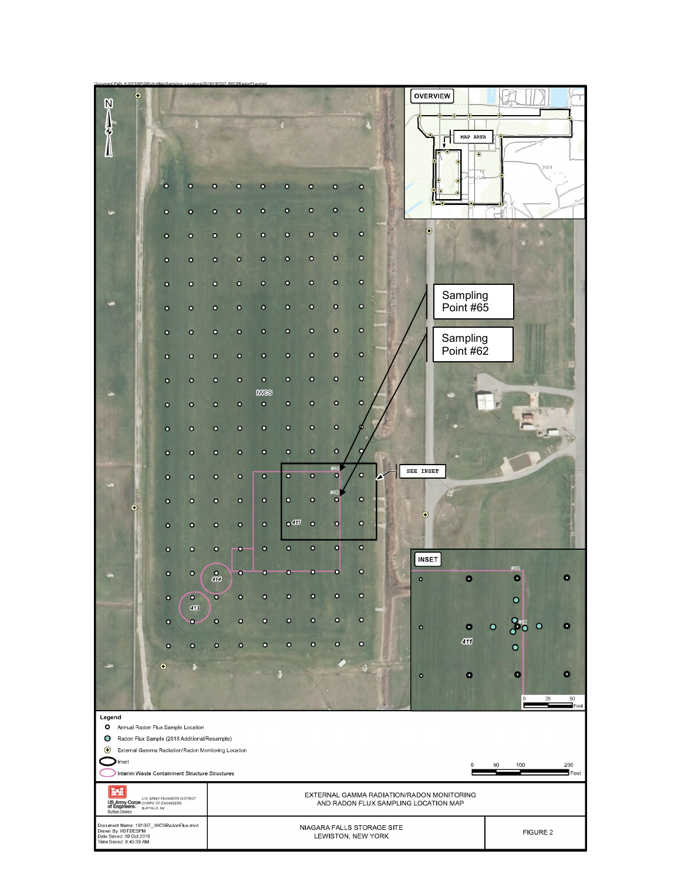Document Path: K:\NESSP\GIS\VicMap\Sampling_Locations\2019\191007_IWCSRadonFlux.mxd

N

OVERVIEW

MAP AREA

316 ft

Sampling Point #65

Sampling Point #62

IWCS

SEE INSET

#65

#62

411

414

413

INSET

#65

#62

411

0 25 50 Feet

Legend

Annual Radon Flux Sample Location

Radon Flux Sample (2018 Additional/Resample)

External Gamma Radiation/Radon Monitoring Location

Inset

Interim Waste Containment Structure Structures

0 50 100 200 Feet

US Army Corps of Engineers® Buffalo District

U.S. ARMY ENGINEER DISTRICT CORPS OF ENGINEERS BUFFALO, NY

EXTERNAL GAMMA RADIATION/RADON MONITORING AND RADON FLUX SAMPLING LOCATION MAP

Document Name: 191007_IWCSRadonFlux.mxd
Drawn By: HSTDESPM
Date Saved: 09 Oct 2019
Time Saved: 9:40:39 AM

NIAGARA FALLS STORAGE SITE
LEWISTON, NEW YORK

FIGURE 2